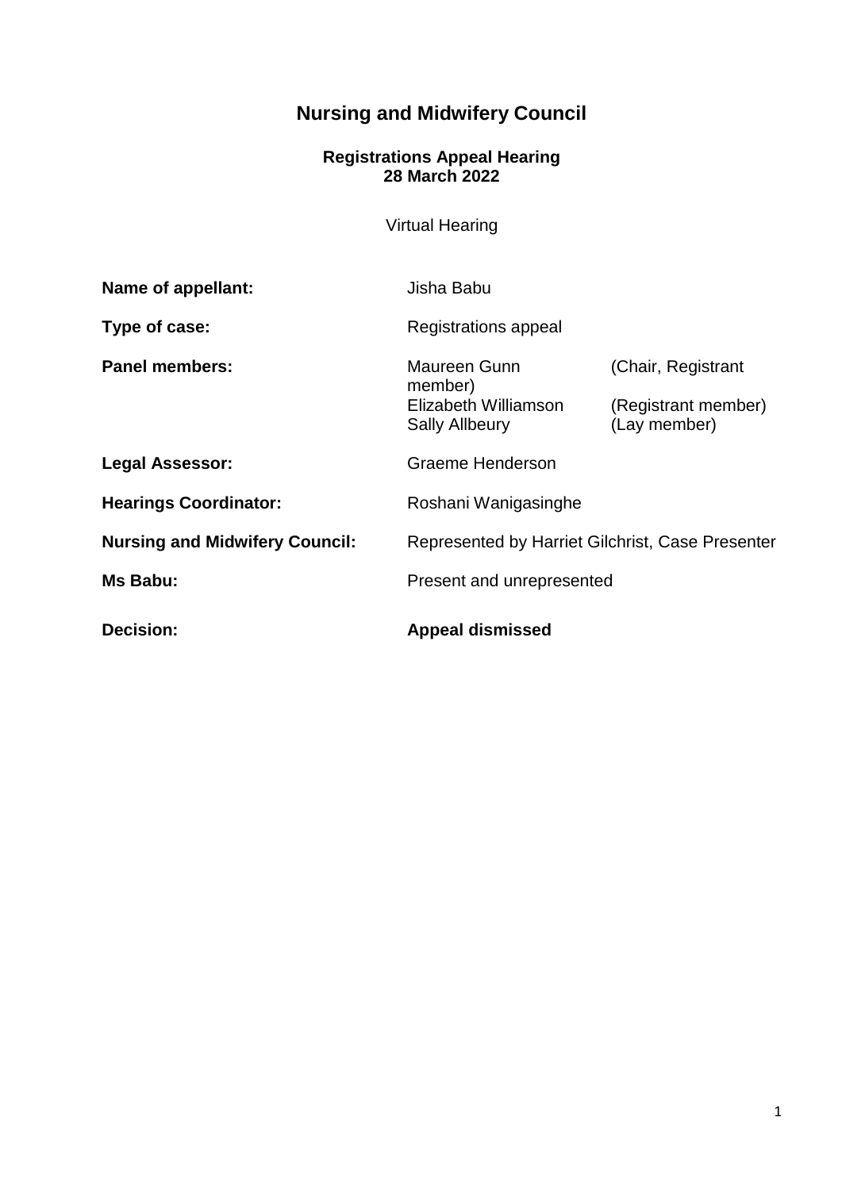# Nursing and Midwifery Council

**Registrations Appeal Hearing**
**28 March 2022**

Virtual Hearing

| | | |
|---|---|---|
| **Name of appellant:** | Jisha Babu | |
| **Type of case:** | Registrations appeal | |
| **Panel members:** | Maureen Gunn | (Chair, Registrant member) |
| | Elizabeth Williamson | (Registrant member) |
| | Sally Allbeury | (Lay member) |
| **Legal Assessor:** | Graeme Henderson | |
| **Hearings Coordinator:** | Roshani Wanigasinghe | |
| **Nursing and Midwifery Council:** | Represented by Harriet Gilchrist, Case Presenter | |
| **Ms Babu:** | Present and unrepresented | |
| **Decision:** | **Appeal dismissed** | |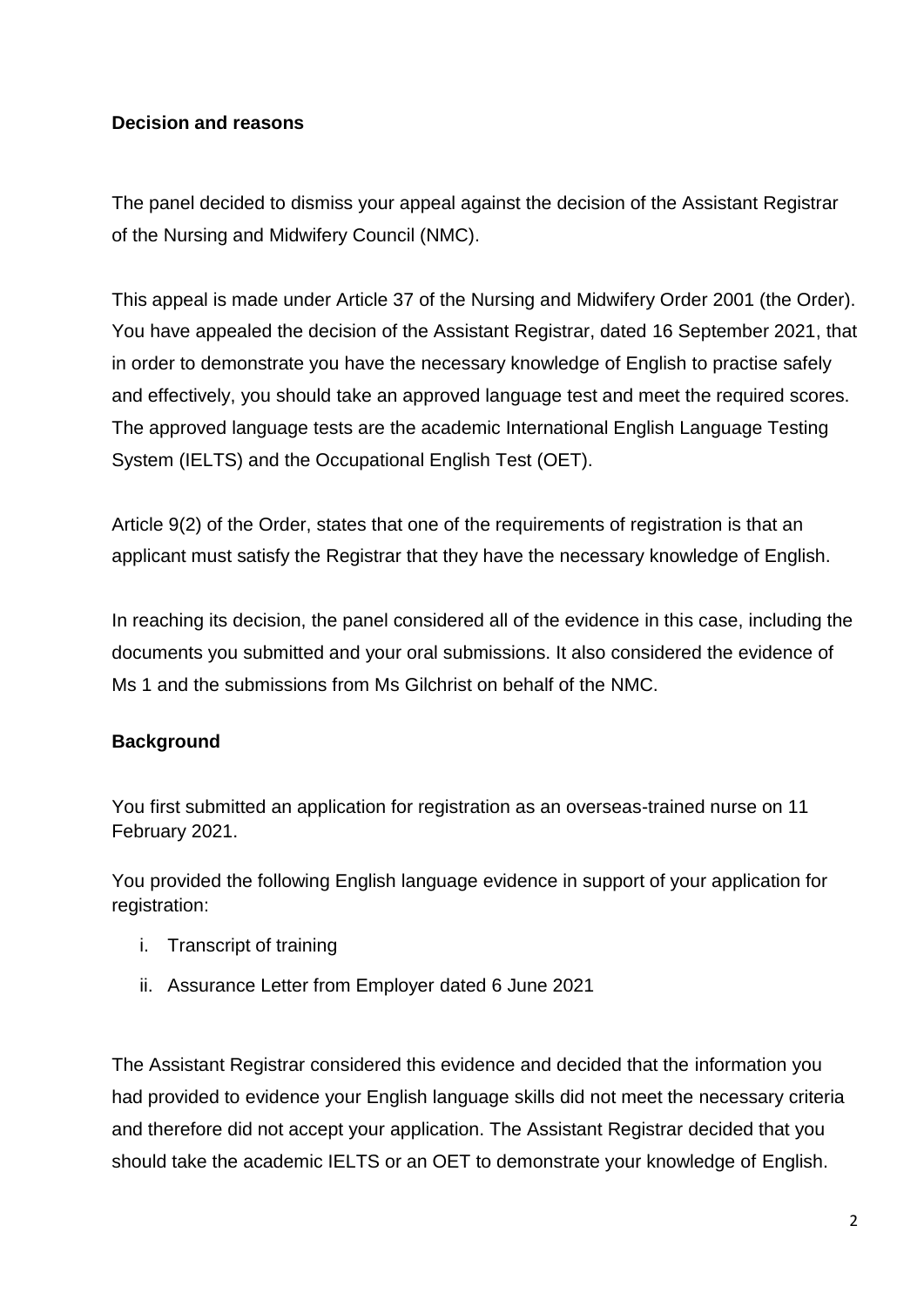**Decision and reasons**

The panel decided to dismiss your appeal against the decision of the Assistant Registrar of the Nursing and Midwifery Council (NMC).

This appeal is made under Article 37 of the Nursing and Midwifery Order 2001 (the Order). You have appealed the decision of the Assistant Registrar, dated 16 September 2021, that in order to demonstrate you have the necessary knowledge of English to practise safely and effectively, you should take an approved language test and meet the required scores. The approved language tests are the academic International English Language Testing System (IELTS) and the Occupational English Test (OET).

Article 9(2) of the Order, states that one of the requirements of registration is that an applicant must satisfy the Registrar that they have the necessary knowledge of English.

In reaching its decision, the panel considered all of the evidence in this case, including the documents you submitted and your oral submissions. It also considered the evidence of Ms 1 and the submissions from Ms Gilchrist on behalf of the NMC.

**Background**

You first submitted an application for registration as an overseas-trained nurse on 11 February 2021.

You provided the following English language evidence in support of your application for registration:

i. Transcript of training
ii. Assurance Letter from Employer dated 6 June 2021

The Assistant Registrar considered this evidence and decided that the information you had provided to evidence your English language skills did not meet the necessary criteria and therefore did not accept your application. The Assistant Registrar decided that you should take the academic IELTS or an OET to demonstrate your knowledge of English.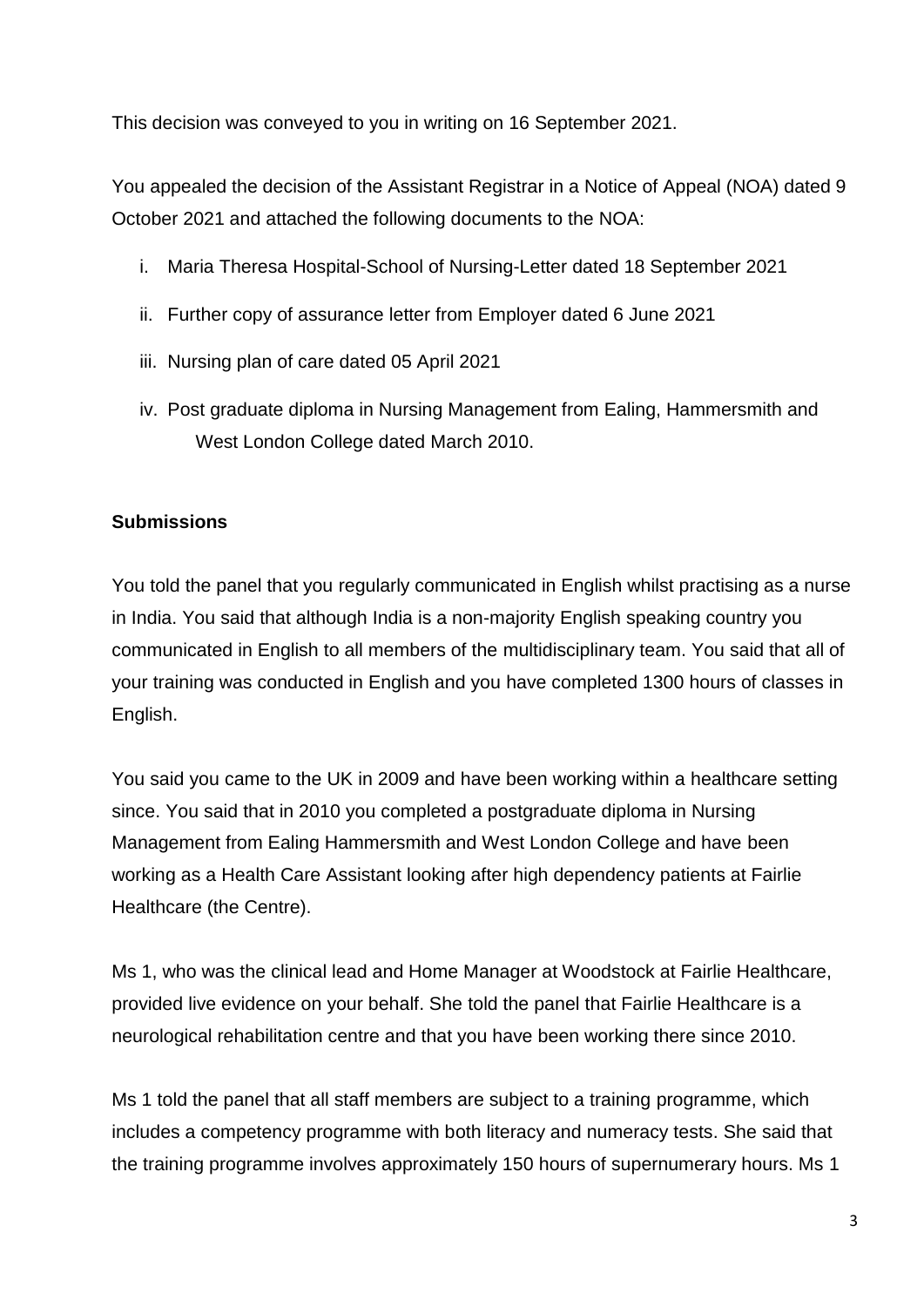This decision was conveyed to you in writing on 16 September 2021.

You appealed the decision of the Assistant Registrar in a Notice of Appeal (NOA) dated 9 October 2021 and attached the following documents to the NOA:

i. Maria Theresa Hospital-School of Nursing-Letter dated 18 September 2021

ii. Further copy of assurance letter from Employer dated 6 June 2021

iii. Nursing plan of care dated 05 April 2021

iv. Post graduate diploma in Nursing Management from Ealing, Hammersmith and West London College dated March 2010.

**Submissions**

You told the panel that you regularly communicated in English whilst practising as a nurse in India. You said that although India is a non-majority English speaking country you communicated in English to all members of the multidisciplinary team. You said that all of your training was conducted in English and you have completed 1300 hours of classes in English.

You said you came to the UK in 2009 and have been working within a healthcare setting since. You said that in 2010 you completed a postgraduate diploma in Nursing Management from Ealing Hammersmith and West London College and have been working as a Health Care Assistant looking after high dependency patients at Fairlie Healthcare (the Centre).

Ms 1, who was the clinical lead and Home Manager at Woodstock at Fairlie Healthcare, provided live evidence on your behalf. She told the panel that Fairlie Healthcare is a neurological rehabilitation centre and that you have been working there since 2010.

Ms 1 told the panel that all staff members are subject to a training programme, which includes a competency programme with both literacy and numeracy tests. She said that the training programme involves approximately 150 hours of supernumerary hours. Ms 1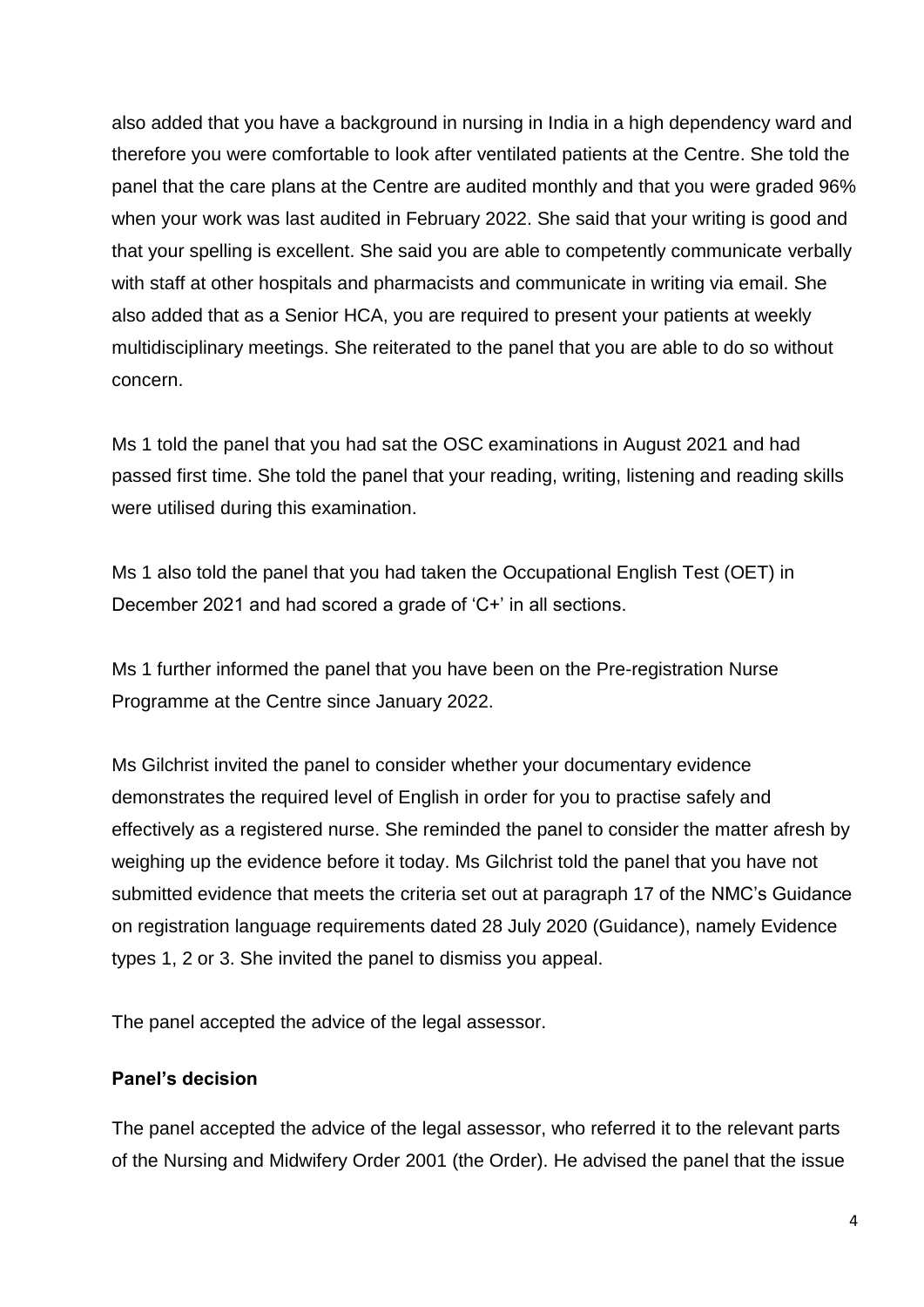also added that you have a background in nursing in India in a high dependency ward and therefore you were comfortable to look after ventilated patients at the Centre. She told the panel that the care plans at the Centre are audited monthly and that you were graded 96% when your work was last audited in February 2022. She said that your writing is good and that your spelling is excellent. She said you are able to competently communicate verbally with staff at other hospitals and pharmacists and communicate in writing via email. She also added that as a Senior HCA, you are required to present your patients at weekly multidisciplinary meetings. She reiterated to the panel that you are able to do so without concern.

Ms 1 told the panel that you had sat the OSC examinations in August 2021 and had passed first time. She told the panel that your reading, writing, listening and reading skills were utilised during this examination.

Ms 1 also told the panel that you had taken the Occupational English Test (OET) in December 2021 and had scored a grade of 'C+' in all sections.

Ms 1 further informed the panel that you have been on the Pre-registration Nurse Programme at the Centre since January 2022.

Ms Gilchrist invited the panel to consider whether your documentary evidence demonstrates the required level of English in order for you to practise safely and effectively as a registered nurse. She reminded the panel to consider the matter afresh by weighing up the evidence before it today. Ms Gilchrist told the panel that you have not submitted evidence that meets the criteria set out at paragraph 17 of the NMC's Guidance on registration language requirements dated 28 July 2020 (Guidance), namely Evidence types 1, 2 or 3. She invited the panel to dismiss you appeal.

The panel accepted the advice of the legal assessor.

**Panel's decision**

The panel accepted the advice of the legal assessor, who referred it to the relevant parts of the Nursing and Midwifery Order 2001 (the Order). He advised the panel that the issue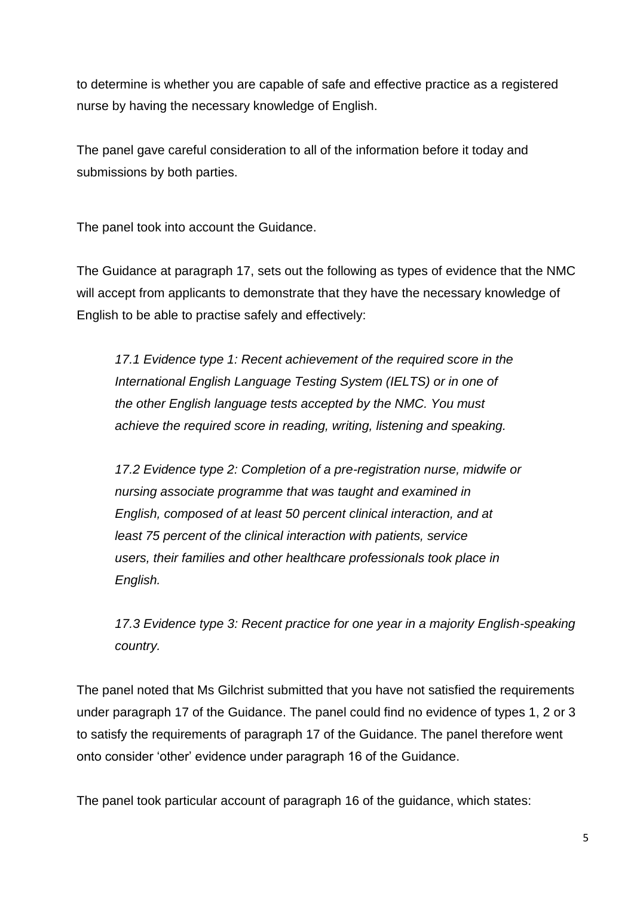to determine is whether you are capable of safe and effective practice as a registered nurse by having the necessary knowledge of English.

The panel gave careful consideration to all of the information before it today and submissions by both parties.

The panel took into account the Guidance.

The Guidance at paragraph 17, sets out the following as types of evidence that the NMC will accept from applicants to demonstrate that they have the necessary knowledge of English to be able to practise safely and effectively:

> *17.1 Evidence type 1: Recent achievement of the required score in the International English Language Testing System (IELTS) or in one of the other English language tests accepted by the NMC. You must achieve the required score in reading, writing, listening and speaking.*
>
> *17.2 Evidence type 2: Completion of a pre-registration nurse, midwife or nursing associate programme that was taught and examined in English, composed of at least 50 percent clinical interaction, and at least 75 percent of the clinical interaction with patients, service users, their families and other healthcare professionals took place in English.*
>
> *17.3 Evidence type 3: Recent practice for one year in a majority English-speaking country.*

The panel noted that Ms Gilchrist submitted that you have not satisfied the requirements under paragraph 17 of the Guidance. The panel could find no evidence of types 1, 2 or 3 to satisfy the requirements of paragraph 17 of the Guidance. The panel therefore went onto consider 'other' evidence under paragraph 16 of the Guidance.

The panel took particular account of paragraph 16 of the guidance, which states: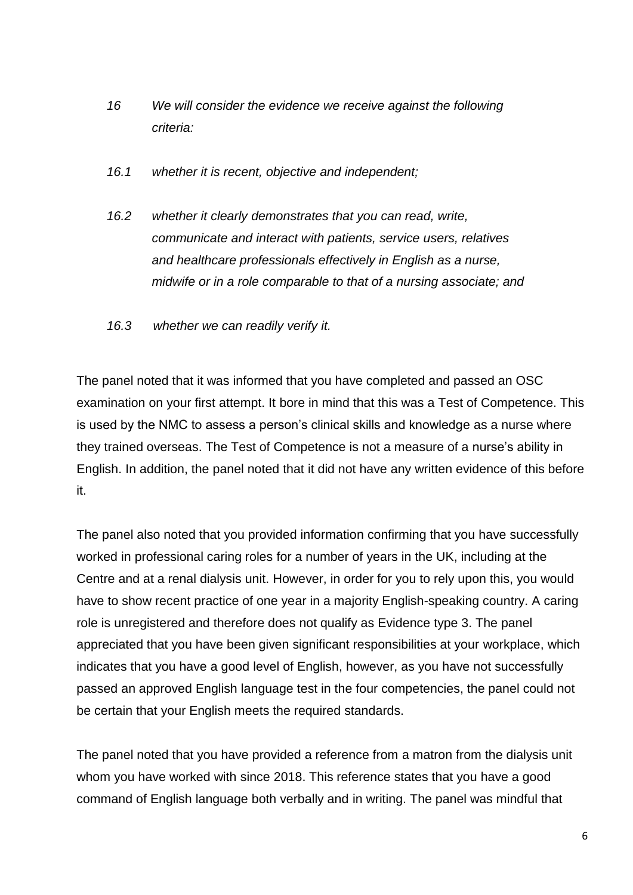*16 We will consider the evidence we receive against the following criteria:*

*16.1 whether it is recent, objective and independent;*

*16.2 whether it clearly demonstrates that you can read, write, communicate and interact with patients, service users, relatives and healthcare professionals effectively in English as a nurse, midwife or in a role comparable to that of a nursing associate; and*

*16.3 whether we can readily verify it.*

The panel noted that it was informed that you have completed and passed an OSC examination on your first attempt. It bore in mind that this was a Test of Competence. This is used by the NMC to assess a person's clinical skills and knowledge as a nurse where they trained overseas. The Test of Competence is not a measure of a nurse's ability in English. In addition, the panel noted that it did not have any written evidence of this before it.

The panel also noted that you provided information confirming that you have successfully worked in professional caring roles for a number of years in the UK, including at the Centre and at a renal dialysis unit. However, in order for you to rely upon this, you would have to show recent practice of one year in a majority English-speaking country. A caring role is unregistered and therefore does not qualify as Evidence type 3. The panel appreciated that you have been given significant responsibilities at your workplace, which indicates that you have a good level of English, however, as you have not successfully passed an approved English language test in the four competencies, the panel could not be certain that your English meets the required standards.

The panel noted that you have provided a reference from a matron from the dialysis unit whom you have worked with since 2018. This reference states that you have a good command of English language both verbally and in writing. The panel was mindful that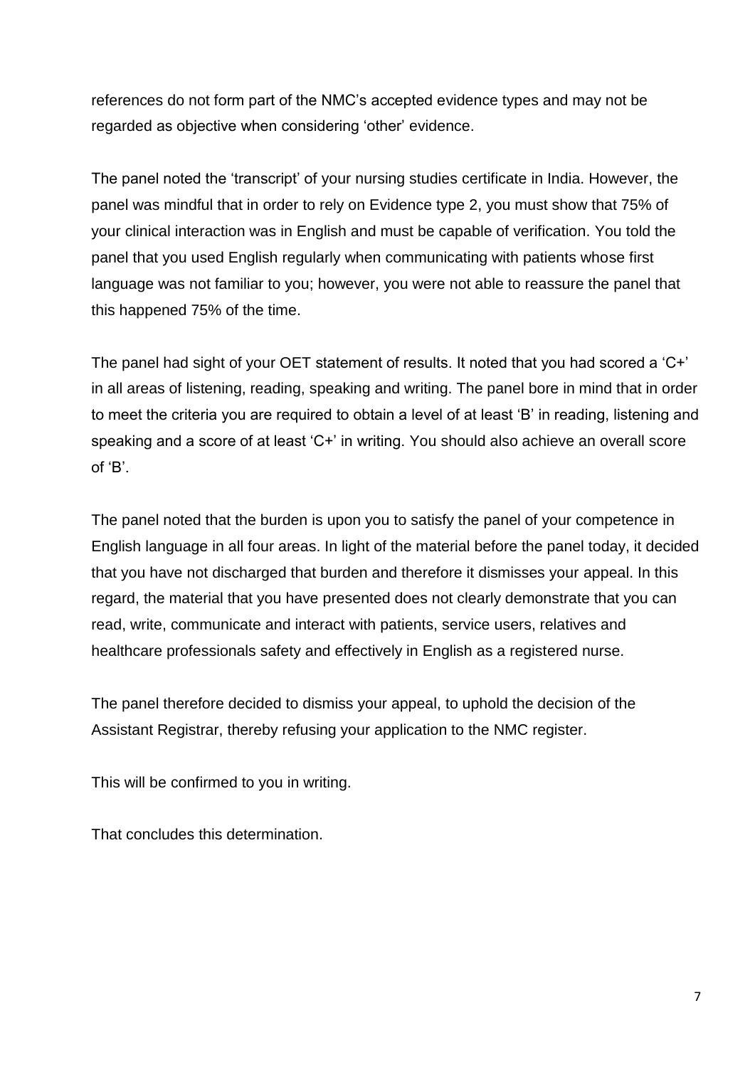references do not form part of the NMC's accepted evidence types and may not be regarded as objective when considering 'other' evidence.

The panel noted the 'transcript' of your nursing studies certificate in India. However, the panel was mindful that in order to rely on Evidence type 2, you must show that 75% of your clinical interaction was in English and must be capable of verification. You told the panel that you used English regularly when communicating with patients whose first language was not familiar to you; however, you were not able to reassure the panel that this happened 75% of the time.

The panel had sight of your OET statement of results. It noted that you had scored a 'C+' in all areas of listening, reading, speaking and writing. The panel bore in mind that in order to meet the criteria you are required to obtain a level of at least 'B' in reading, listening and speaking and a score of at least 'C+' in writing. You should also achieve an overall score of 'B'.

The panel noted that the burden is upon you to satisfy the panel of your competence in English language in all four areas. In light of the material before the panel today, it decided that you have not discharged that burden and therefore it dismisses your appeal. In this regard, the material that you have presented does not clearly demonstrate that you can read, write, communicate and interact with patients, service users, relatives and healthcare professionals safety and effectively in English as a registered nurse.

The panel therefore decided to dismiss your appeal, to uphold the decision of the Assistant Registrar, thereby refusing your application to the NMC register.

This will be confirmed to you in writing.

That concludes this determination.